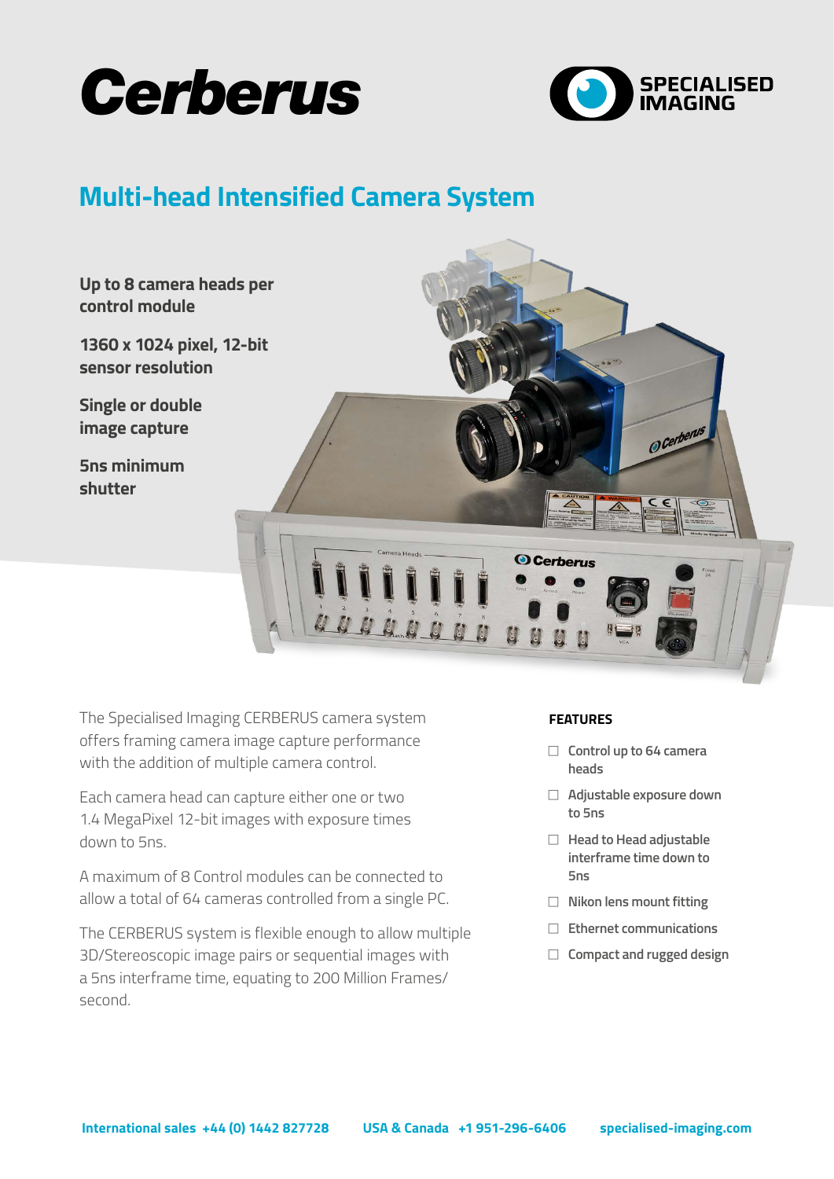# Cerberus

SPECIALISED IMAGING

## Multi-head Intensified Camera System

**Up to 8 camera heads per control module**

**1360 x 1024 pixel, 12-bit sensor resolution**

**Single or double image capture**

**5ns minimum shutter**

The Specialised Imaging CERBERUS camera system offers framing camera image capture performance with the addition of multiple camera control.

Each camera head can capture either one or two 1.4 MegaPixel 12-bit images with exposure times down to 5ns.

A maximum of 8 Control modules can be connected to allow a total of 64 cameras controlled from a single PC.

The CERBERUS system is flexible enough to allow multiple 3D/Stereoscopic image pairs or sequential images with a 5ns interframe time, equating to 200 Million Frames/second.

### FEATURES

- Control up to 64 camera heads
- Adjustable exposure down to 5ns
- Head to Head adjustable interframe time down to 5ns
- Nikon lens mount fitting
- Ethernet communications
- Compact and rugged design

**International sales +44 (0) 1442 827728** **USA & Canada +1 951-296-6406** **specialised-imaging.com**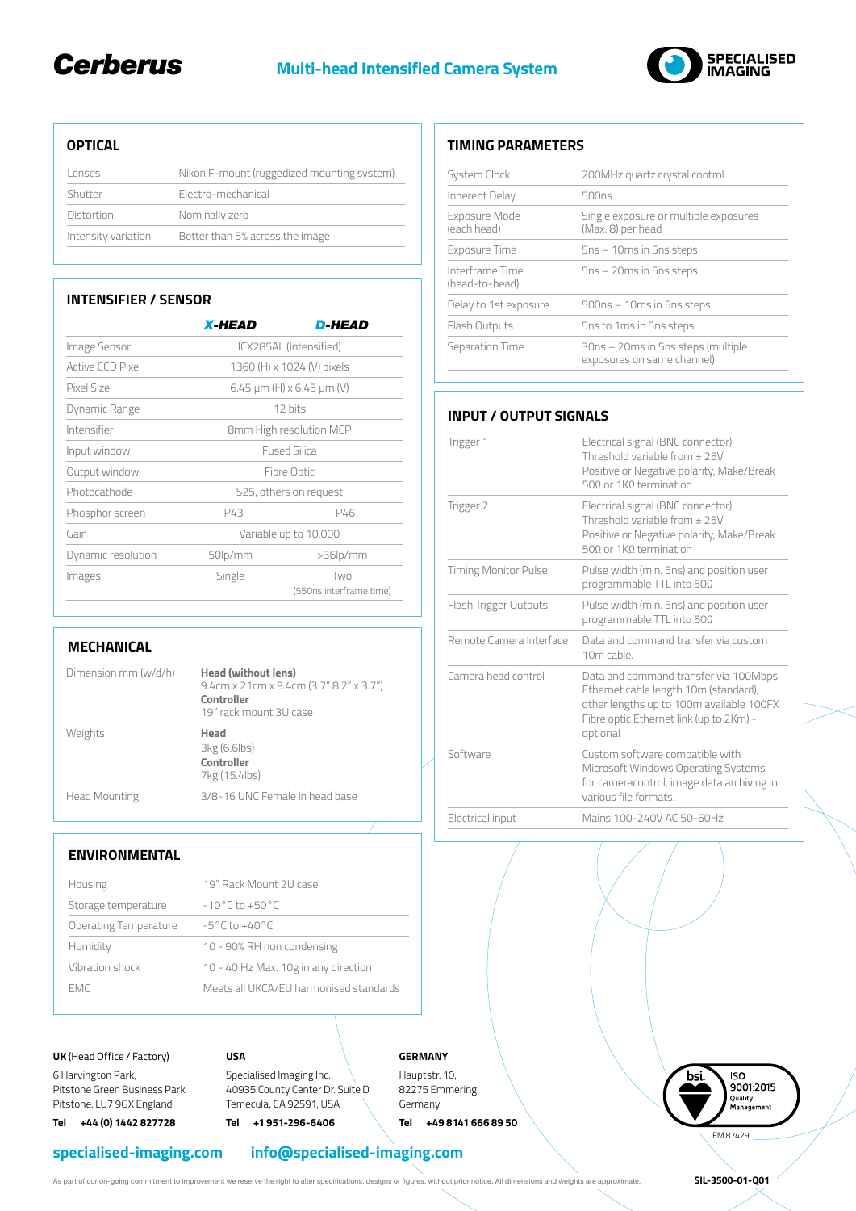# Cerberus

## Multi-head Intensified Camera System

SPECIALISED IMAGING

### OPTICAL

| | |
|---|---|
| Lenses | Nikon F-mount (ruggedized mounting system) |
| Shutter | Electro-mechanical |
| Distortion | Nominally zero |
| Intensity variation | Better than 5% across the image |

### INTENSIFIER / SENSOR

| | ***X*-HEAD** | ***D*-HEAD** |
|---|---|---|
| Image Sensor | ICX285AL (Intensified) | |
| Active CCD Pixel | 1360 (H) x 1024 (V) pixels | |
| Pixel Size | 6.45 μm (H) x 6.45 μm (V) | |
| Dynamic Range | 12 bits | |
| Intensifier | 8mm High resolution MCP | |
| Input window | Fused Silica | |
| Output window | Fibre Optic | |
| Photocathode | S25, others on request | |
| Phosphor screen | P43 | P46 |
| Gain | Variable up to 10,000 | |
| Dynamic resolution | 50lp/mm | >36lp/mm |
| Images | Single | Two (550ns interframe time) |

### MECHANICAL

| | |
|---|---|
| Dimension mm (w/d/h) | **Head (without lens)** 9.4cm x 21cm x 9.4cm (3.7" 8.2" x 3.7") **Controller** 19" rack mount 3U case |
| Weights | **Head** 3kg (6.6lbs) **Controller** 7kg (15.4lbs) |
| Head Mounting | 3/8-16 UNC Female in head base |

### ENVIRONMENTAL

| | |
|---|---|
| Housing | 19" Rack Mount 2U case |
| Storage temperature | -10°C to +50°C |
| Operating Temperature | -5°C to +40°C |
| Humidity | 10 - 90% RH non condensing |
| Vibration shock | 10 - 40 Hz Max. 10g in any direction |
| EMC | Meets all UKCA/EU harmonised standards |

### TIMING PARAMETERS

| | |
|---|---|
| System Clock | 200MHz quartz crystal control |
| Inherent Delay | 500ns |
| Exposure Mode (each head) | Single exposure or multiple exposures (Max. 8) per head |
| Exposure Time | 5ns – 10ms in 5ns steps |
| Interframe Time (head-to-head) | 5ns – 20ms in 5ns steps |
| Delay to 1st exposure | 500ns – 10ms in 5ns steps |
| Flash Outputs | 5ns to 1ms in 5ns steps |
| Separation Time | 30ns – 20ms in 5ns steps (multiple exposures on same channel) |

### INPUT / OUTPUT SIGNALS

| | |
|---|---|
| Trigger 1 | Electrical signal (BNC connector) Threshold variable from ± 25V Positive or Negative polarity, Make/Break 50Ω or 1KΩ termination |
| Trigger 2 | Electrical signal (BNC connector) Threshold variable from ± 25V Positive or Negative polarity, Make/Break 50Ω or 1KΩ termination |
| Timing Monitor Pulse | Pulse width (min. 5ns) and position user programmable TTL into 50Ω |
| Flash Trigger Outputs | Pulse width (min. 5ns) and position user programmable TTL into 50Ω |
| Remote Camera Interface | Data and command transfer via custom 10m cable. |
| Camera head control | Data and command transfer via 100Mbps Ethernet cable length 10m (standard), other lengths up to 100m available 100FX Fibre optic Ethernet link (up to 2Km) - optional |
| Software | Custom software compatible with Microsoft Windows Operating Systems for cameracontrol, image data archiving in various file formats. |
| Electrical input | Mains 100-240V AC 50-60Hz |

**UK** (Head Office / Factory)
6 Harvington Park,
Pitstone Green Business Park
Pitstone. LU7 9GX England
**Tel +44 (0) 1442 827728**

**USA**
Specialised Imaging Inc.
40935 County Center Dr. Suite D
Temecula, CA 92591, USA
**Tel +1 951-296-6406**

**GERMANY**
Hauptstr. 10,
82275 Emmering
Germany
**Tel +49 8141 666 89 50**

bsi. ISO 9001:2015 Quality Management
FM 87429

**specialised-imaging.com** **info@specialised-imaging.com**

As part of our on-going commitment to improvement we reserve the right to alter specifications, designs or figures, without prior notice. All dimensions and weights are approximate.

SIL-3500-01-Q01